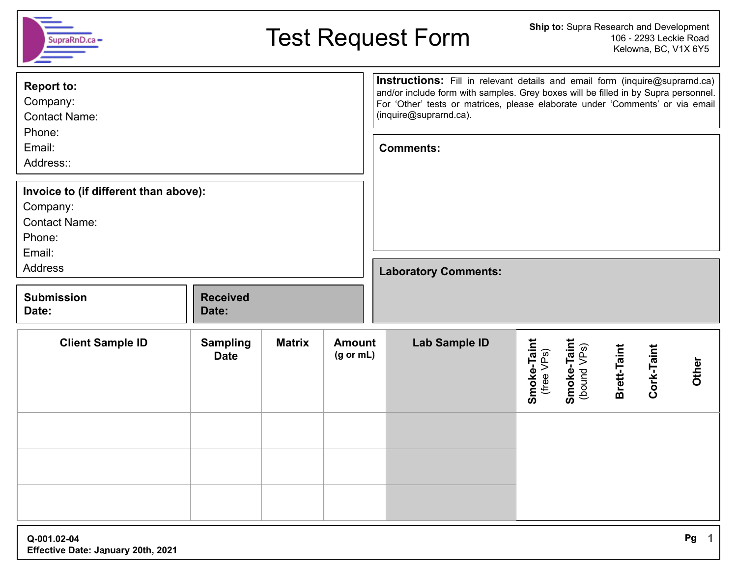# Test Request Form

**Ship to:** Supra Research and Development
106 - 2293 Leckie Road
Kelowna, BC, V1X 6Y5

**Report to:**
Company:
Contact Name:
Phone:
Email:
Address::

**Invoice to (if different than above):**
Company:
Contact Name:
Phone:
Email:
Address

**Submission Date:**

**Received Date:**

**Instructions:** Fill in relevant details and email form (inquire@suprarnd.ca) and/or include form with samples. Grey boxes will be filled in by Supra personnel. For 'Other' tests or matrices, please elaborate under 'Comments' or via email (inquire@suprarnd.ca).

**Comments:**

**Laboratory Comments:**

| Client Sample ID | Sampling Date | Matrix | Amount (g or mL) | Lab Sample ID | Smoke-Taint (free VPs) | Smoke-Taint (bound VPs) | Brett-Taint | Cork-Taint | Other |
|---|---|---|---|---|---|---|---|---|---|
| | | | | | | | | | |
| | | | | | | | | | |
| | | | | | | | | | |

Q-001.02-04
Effective Date: January 20th, 2021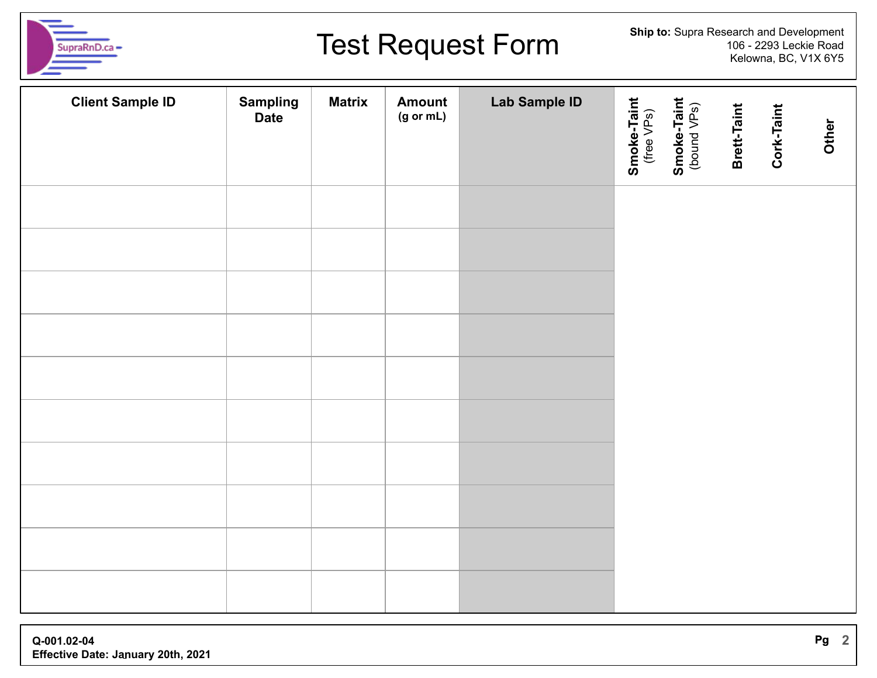# Test Request Form

**Ship to:** Supra Research and Development
106 - 2293 Leckie Road
Kelowna, BC, V1X 6Y5

| Client Sample ID | Sampling Date | Matrix | Amount (g or mL) | Lab Sample ID | Smoke-Taint (free VPs) | Smoke-Taint (bound VPs) | Brett-Taint | Cork-Taint | Other |
|---|---|---|---|---|---|---|---|---|---|
| | | | | | | | | | |
| | | | | | | | | | |
| | | | | | | | | | |
| | | | | | | | | | |
| | | | | | | | | | |
| | | | | | | | | | |
| | | | | | | | | | |
| | | | | | | | | | |
| | | | | | | | | | |
| | | | | | | | | | |

**Q-001.02-04**
**Effective Date: January 20th, 2021**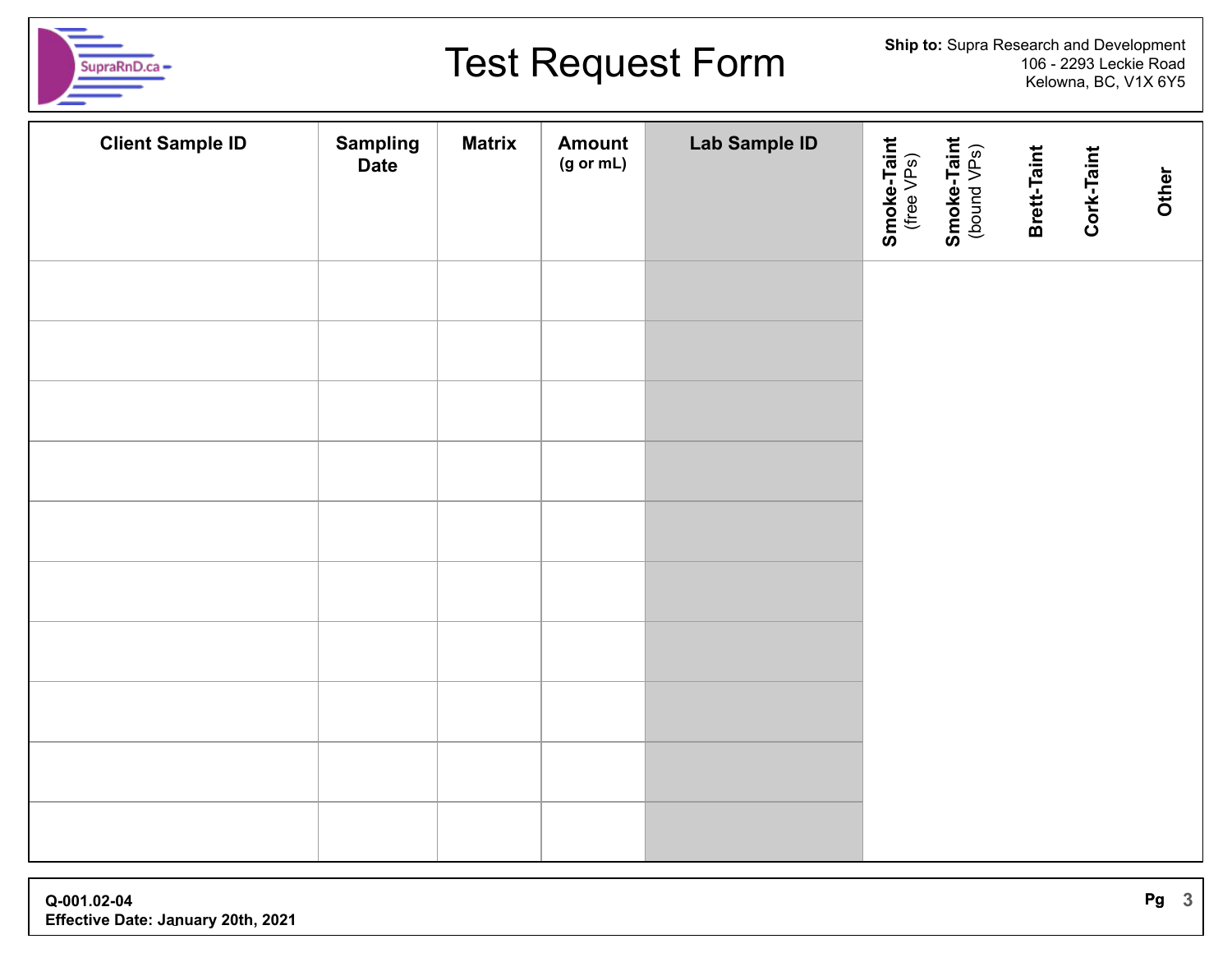# Test Request Form

**Ship to:** Supra Research and Development
106 - 2293 Leckie Road
Kelowna, BC, V1X 6Y5

| Client Sample ID | Sampling Date | Matrix | Amount (g or mL) | Lab Sample ID | Smoke-Taint (free VPs) | Smoke-Taint (bound VPs) | Brett-Taint | Cork-Taint | Other |
|---|---|---|---|---|---|---|---|---|---|
| | | | | | | | | | |
| | | | | | | | | | |
| | | | | | | | | | |
| | | | | | | | | | |
| | | | | | | | | | |
| | | | | | | | | | |
| | | | | | | | | | |
| | | | | | | | | | |
| | | | | | | | | | |
| | | | | | | | | | |

**Q-001.02-04**
**Effective Date: January 20th, 2021**